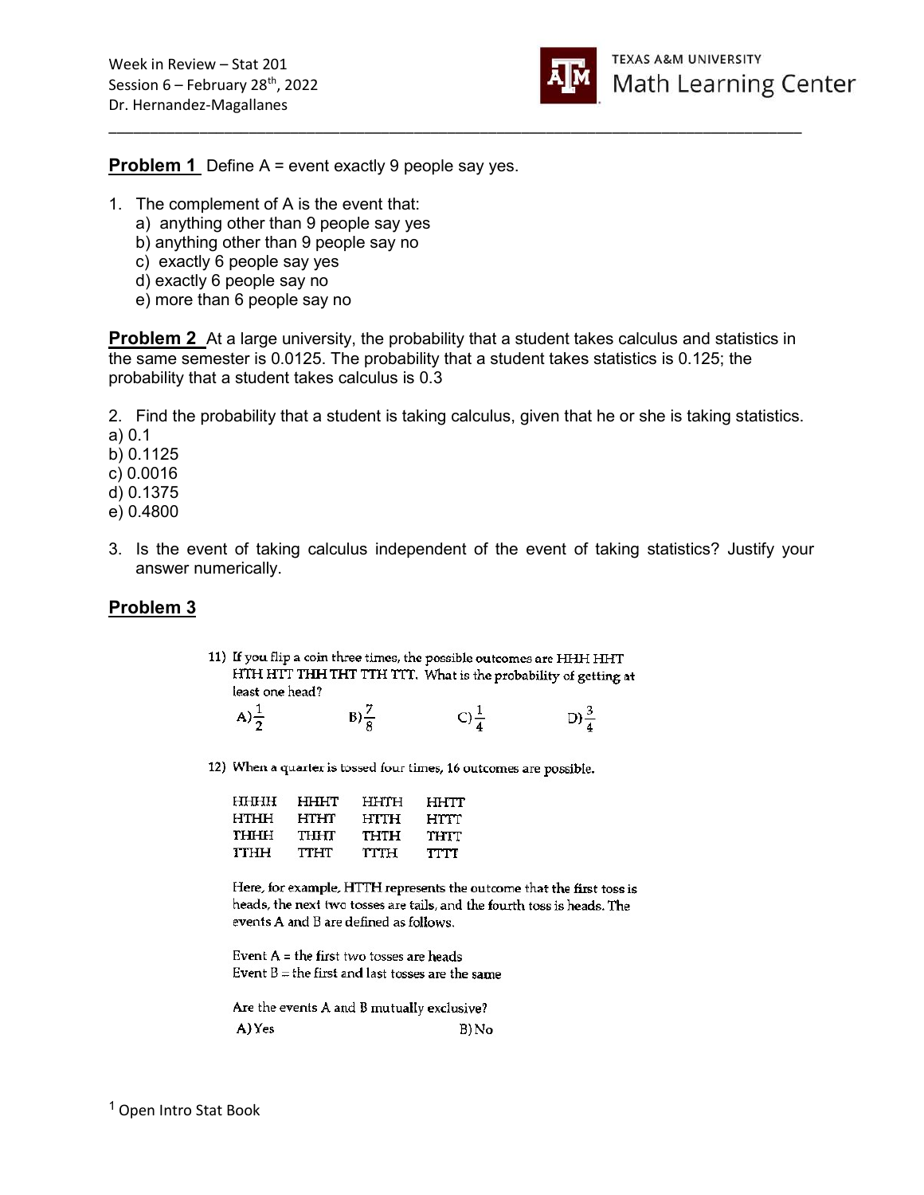Week in Review – Stat 201
Session 6 – February 28th, 2022
Dr. Hernandez-Magallanes

TEXAS A&M UNIVERSITY
Math Learning Center

---

**Problem 1** Define A = event exactly 9 people say yes.

1. The complement of A is the event that:
   a) anything other than 9 people say yes
   b) anything other than 9 people say no
   c) exactly 6 people say yes
   d) exactly 6 people say no
   e) more than 6 people say no

**Problem 2** At a large university, the probability that a student takes calculus and statistics in the same semester is 0.0125. The probability that a student takes statistics is 0.125; the probability that a student takes calculus is 0.3

2. Find the probability that a student is taking calculus, given that he or she is taking statistics.

a) 0.1
b) 0.1125
c) 0.0016
d) 0.1375
e) 0.4800

3. Is the event of taking calculus independent of the event of taking statistics? Justify your answer numerically.

**Problem 3**

11) If you flip a coin three times, the possible outcomes are HHH HHT HTH HTT THH THT TTH TTT. What is the probability of getting at least one head?

A) $\frac{1}{2}$ B) $\frac{7}{8}$ C) $\frac{1}{4}$ D) $\frac{3}{4}$

12) When a quarter is tossed four times, 16 outcomes are possible.

| | | | |
|---|---|---|---|
| HHHH | HHHT | HHTH | HHTT |
| HTHH | HTHT | HTTH | HTTT |
| THHH | THHT | THTH | THTT |
| TTHH | TTHT | TTTH | TTTT |

Here, for example, HTTH represents the outcome that the first toss is heads, the next two tosses are tails, and the fourth toss is heads. The events A and B are defined as follows.

Event A = the first two tosses are heads
Event B = the first and last tosses are the same

Are the events A and B mutually exclusive?

A) Yes B) No

[1] Open Intro Stat Book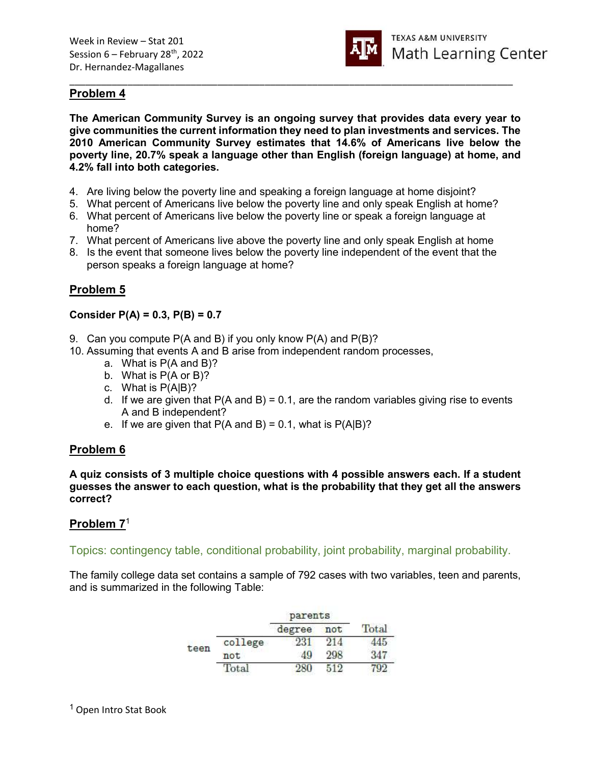## Problem 4

**The American Community Survey is an ongoing survey that provides data every year to give communities the current information they need to plan investments and services. The 2010 American Community Survey estimates that 14.6% of Americans live below the poverty line, 20.7% speak a language other than English (foreign language) at home, and 4.2% fall into both categories.**

4. Are living below the poverty line and speaking a foreign language at home disjoint?
5. What percent of Americans live below the poverty line and only speak English at home?
6. What percent of Americans live below the poverty line or speak a foreign language at home?
7. What percent of Americans live above the poverty line and only speak English at home
8. Is the event that someone lives below the poverty line independent of the event that the person speaks a foreign language at home?

## Problem 5

**Consider P(A) = 0.3, P(B) = 0.7**

9. Can you compute P(A and B) if you only know P(A) and P(B)?
10. Assuming that events A and B arise from independent random processes,
    a. What is P(A and B)?
    b. What is P(A or B)?
    c. What is P(A|B)?
    d. If we are given that P(A and B) = 0.1, are the random variables giving rise to events A and B independent?
    e. If we are given that P(A and B) = 0.1, what is P(A|B)?

## Problem 6

**A quiz consists of 3 multiple choice questions with 4 possible answers each. If a student guesses the answer to each question, what is the probability that they get all the answers correct?**

## Problem 7[1]

Topics: contingency table, conditional probability, joint probability, marginal probability.

The family college data set contains a sample of 792 cases with two variables, teen and parents, and is summarized in the following Table:

| | | parents | | |
|---|---|---|---|---|
| | | degree | not | Total |
| teen | college | 231 | 214 | 445 |
| | not | 49 | 298 | 347 |
| | Total | 280 | 512 | 792 |

[1] Open Intro Stat Book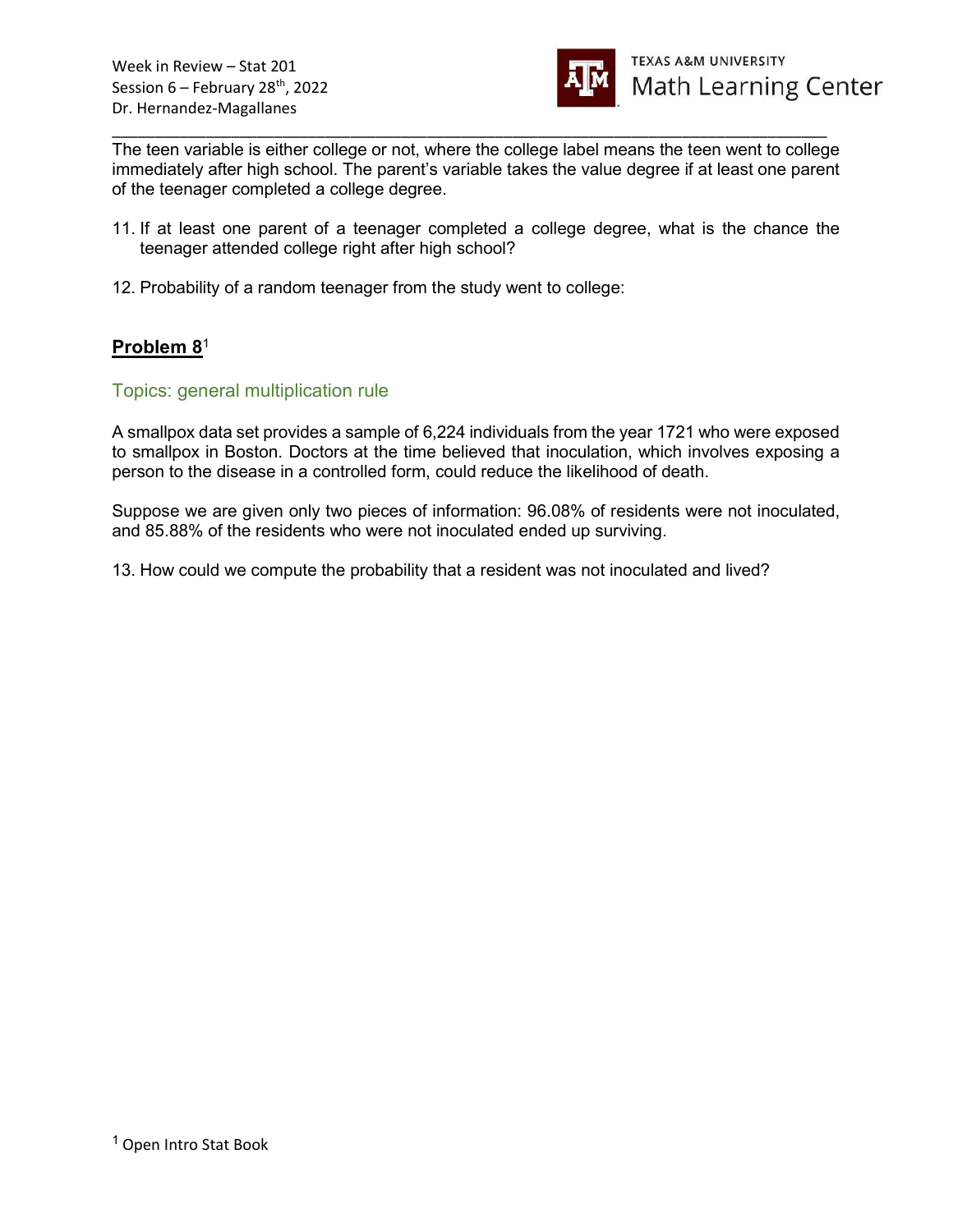The teen variable is either college or not, where the college label means the teen went to college immediately after high school. The parent's variable takes the value degree if at least one parent of the teenager completed a college degree.

11. If at least one parent of a teenager completed a college degree, what is the chance the teenager attended college right after high school?

12. Probability of a random teenager from the study went to college:

## Problem 8[1]

### Topics: general multiplication rule

A smallpox data set provides a sample of 6,224 individuals from the year 1721 who were exposed to smallpox in Boston. Doctors at the time believed that inoculation, which involves exposing a person to the disease in a controlled form, could reduce the likelihood of death.

Suppose we are given only two pieces of information: 96.08% of residents were not inoculated, and 85.88% of the residents who were not inoculated ended up surviving.

13. How could we compute the probability that a resident was not inoculated and lived?

[1] Open Intro Stat Book